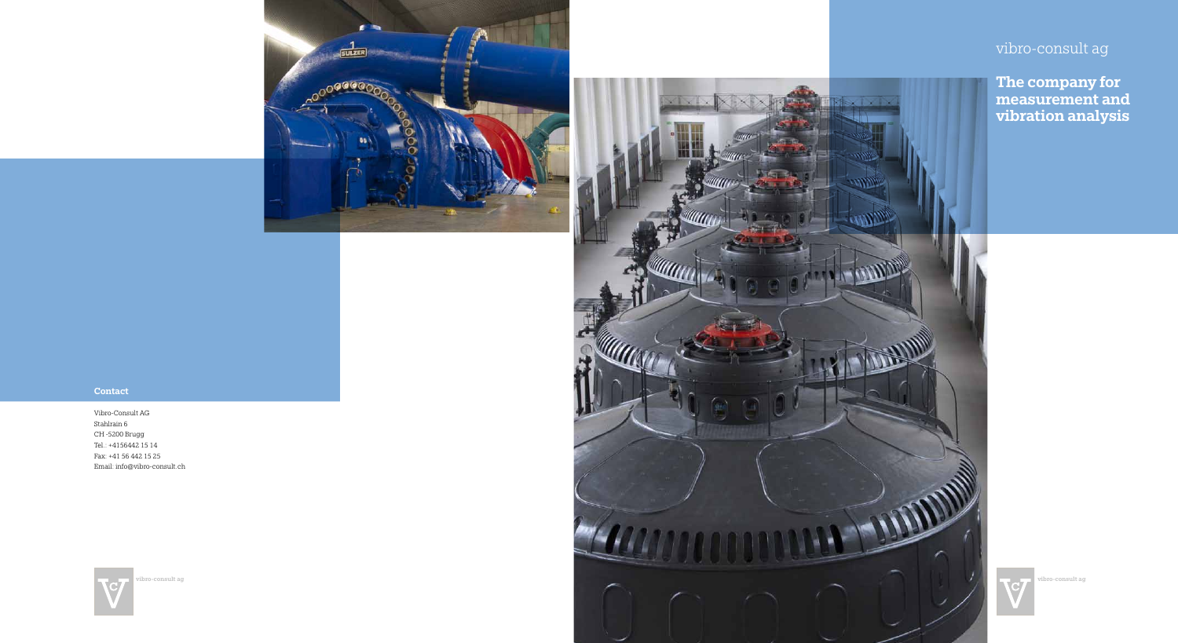vibro-consult ag

# The company for measurement and vibration analysis

**Contact**

Vibro-Consult AG
Stahlrain 6
CH -5200 Brugg
Tel.: +4156442 15 14
Fax: +41 56 442 15 25
Email: info@vibro-consult.ch

vibro-consult ag

vibro-consult ag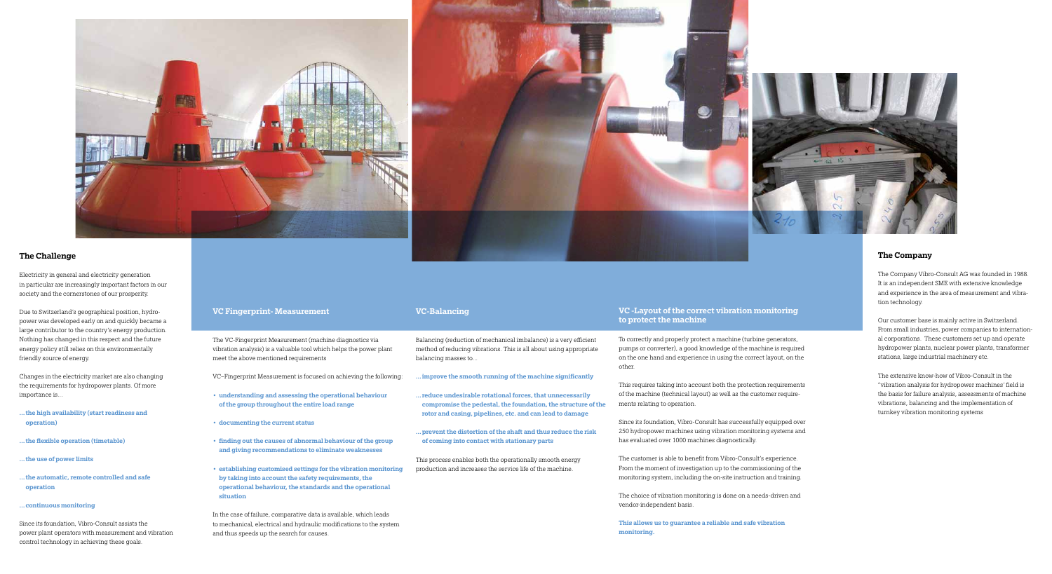## The Challenge

Electricity in general and electricity generation in particular are increasingly important factors in our society and the cornerstones of our prosperity.

Due to Switzerland's geographical position, hydropower was developed early on and quickly became a large contributor to the country's energy production. Nothing has changed in this respect and the future energy policy still relies on this environmentally friendly source of energy.

Changes in the electricity market are also changing the requirements for hydropower plants. Of more importance is...

**... the high availability (start readiness and operation)**

**... the flexible operation (timetable)**

**... the use of power limits**

**... the automatic, remote controlled and safe operation**

**... continuous monitoring**

Since its foundation, Vibro-Consult assists the power plant operators with measurement and vibration control technology in achieving these goals.

## VC Fingerprint- Measurement

The VC-Fingerprint Measurement (machine diagnostics via vibration analysis) is a valuable tool which helps the power plant meet the above mentioned requirements

VC–Fingerprint Measurement is focused on achieving the following:

- **understanding and assessing the operational behaviour of the group throughout the entire load range**
- **documenting the current status**
- **finding out the causes of abnormal behaviour of the group and giving recommendations to eliminate weaknesses**
- **establishing customised settings for the vibration monitoring by taking into account the safety requirements, the operational behaviour, the standards and the operational situation**

In the case of failure, comparative data is available, which leads to mechanical, electrical and hydraulic modifications to the system and thus speeds up the search for causes.

## VC-Balancing

Balancing (reduction of mechanical imbalance) is a very efficient method of reducing vibrations. This is all about using appropriate balancing masses to...

**... improve the smooth running of the machine significantly**

**... reduce undesirable rotational forces, that unnecessarily compromise the pedestal, the foundation, the structure of the rotor and casing, pipelines, etc. and can lead to damage**

**... prevent the distortion of the shaft and thus reduce the risk of coming into contact with stationary parts**

This process enables both the operationally smooth energy production and increases the service life of the machine.

## VC -Layout of the correct vibration monitoring to protect the machine

To correctly and properly protect a machine (turbine generators, pumps or converter), a good knowledge of the machine is required on the one hand and experience in using the correct layout, on the other.

This requires taking into account both the protection requirements of the machine (technical layout) as well as the customer requirements relating to operation.

Since its foundation, Vibro-Consult has successfully equipped over 250 hydropower machines using vibration monitoring systems and has evaluated over 1000 machines diagnostically.

The customer is able to benefit from Vibro-Consult's experience. From the moment of investigation up to the commissioning of the monitoring system, including the on-site instruction and training.

The choice of vibration monitoring is done on a needs-driven and vendor-independent basis.

**This allows us to guarantee a reliable and safe vibration monitoring.**

## The Company

The Company Vibro-Consult AG was founded in 1988. It is an independent SME with extensive knowledge and experience in the area of measurement and vibration technology.

Our customer base is mainly active in Switzerland. From small industries, power companies to international corporations. These customers set up and operate hydropower plants, nuclear power plants, transformer stations, large industrial machinery etc.

The extensive know-how of Vibro-Consult in the "vibration analysis for hydropower machines' field is the basis for failure analysis, assessments of machine vibrations, balancing and the implementation of turnkey vibration monitoring systems